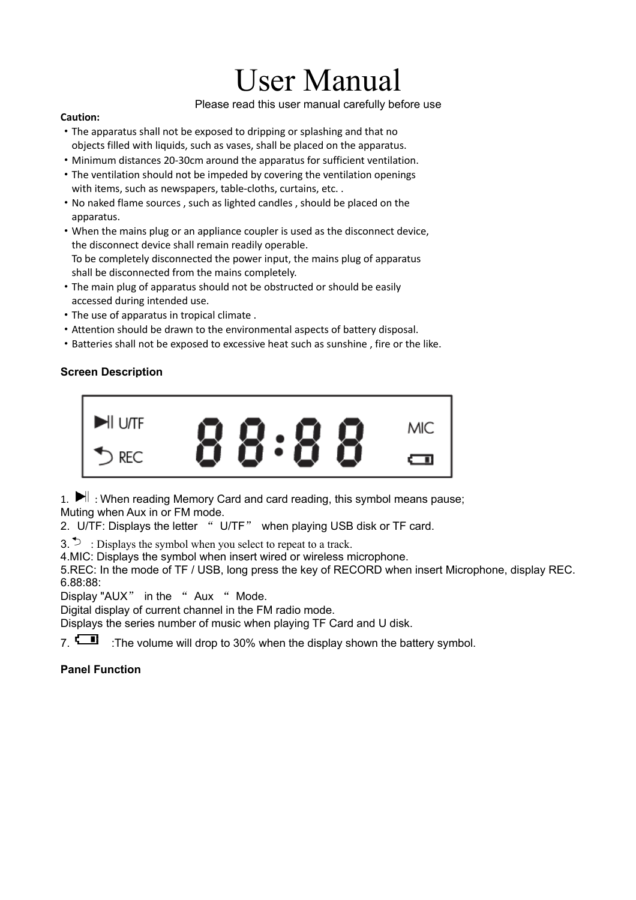# User Manual

Please read this user manual carefully before use

**Caution:**

- The apparatus shall not be exposed to dripping or splashing and that no objects filled with liquids, such as vases, shall be placed on the apparatus.
- Minimum distances 20-30cm around the apparatus for sufficient ventilation.
- The ventilation should not be impeded by covering the ventilation openings with items, such as newspapers, table-cloths, curtains, etc. .
- No naked flame sources , such as lighted candles , should be placed on the apparatus.
- When the mains plug or an appliance coupler is used as the disconnect device, the disconnect device shall remain readily operable.
  To be completely disconnected the power input, the mains plug of apparatus shall be disconnected from the mains completely.
- The main plug of apparatus should not be obstructed or should be easily accessed during intended use.
- The use of apparatus in tropical climate .
- Attention should be drawn to the environmental aspects of battery disposal.
- Batteries shall not be exposed to excessive heat such as sunshine , fire or the like.

**Screen Description**

▶|| U/TF　　88:88　　MIC

↺ REC

1. ▶|| : When reading Memory Card and card reading, this symbol means pause;
Muting when Aux in or FM mode.
2. U/TF: Displays the letter "U/TF" when playing USB disk or TF card.
3. ↺ : Displays the symbol when you select to repeat to a track.
4.MIC: Displays the symbol when insert wired or wireless microphone.
5.REC: In the mode of TF / USB, long press the key of RECORD when insert Microphone, display REC.
6.88:88:
Display "AUX" in the "Aux" Mode.
Digital display of current channel in the FM radio mode.
Displays the series number of music when playing TF Card and U disk.
7. (battery symbol) :The volume will drop to 30% when the display shown the battery symbol.

**Panel Function**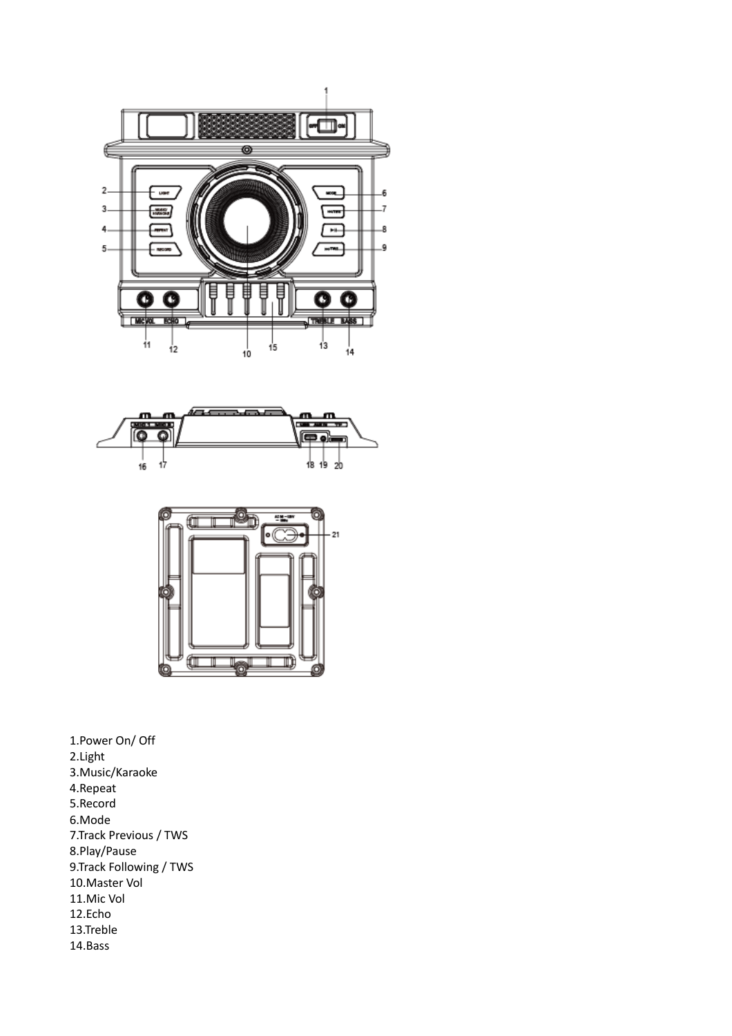1.Power On/ Off
2.Light
3.Music/Karaoke
4.Repeat
5.Record
6.Mode
7.Track Previous / TWS
8.Play/Pause
9.Track Following / TWS
10.Master Vol
11.Mic Vol
12.Echo
13.Treble
14.Bass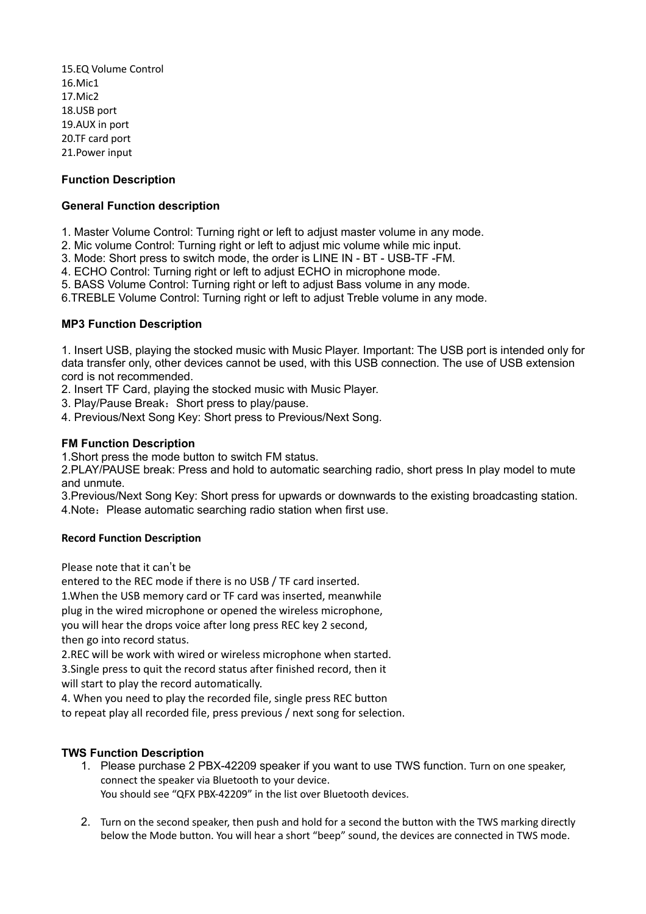15.EQ Volume Control
16.Mic1
17.Mic2
18.USB port
19.AUX in port
20.TF card port
21.Power input

## Function Description

### General Function description

1. Master Volume Control: Turning right or left to adjust master volume in any mode.
2. Mic volume Control: Turning right or left to adjust mic volume while mic input.
3. Mode: Short press to switch mode, the order is LINE IN - BT - USB-TF -FM.
4. ECHO Control: Turning right or left to adjust ECHO in microphone mode.
5. BASS Volume Control: Turning right or left to adjust Bass volume in any mode.
6. TREBLE Volume Control: Turning right or left to adjust Treble volume in any mode.

### MP3 Function Description

1. Insert USB, playing the stocked music with Music Player. Important: The USB port is intended only for data transfer only, other devices cannot be used, with this USB connection. The use of USB extension cord is not recommended.
2. Insert TF Card, playing the stocked music with Music Player.
3. Play/Pause Break：Short press to play/pause.
4. Previous/Next Song Key: Short press to Previous/Next Song.

### FM Function Description

1.Short press the mode button to switch FM status.
2.PLAY/PAUSE break: Press and hold to automatic searching radio, short press In play model to mute and unmute.
3.Previous/Next Song Key: Short press for upwards or downwards to the existing broadcasting station.
4.Note：Please automatic searching radio station when first use.

### Record Function Description

Please note that it can't be
entered to the REC mode if there is no USB / TF card inserted.
1.When the USB memory card or TF card was inserted, meanwhile
plug in the wired microphone or opened the wireless microphone,
you will hear the drops voice after long press REC key 2 second,
then go into record status.
2.REC will be work with wired or wireless microphone when started.
3.Single press to quit the record status after finished record, then it
will start to play the record automatically.
4. When you need to play the recorded file, single press REC button
to repeat play all recorded file, press previous / next song for selection.

### TWS Function Description

1. Please purchase 2 PBX-42209 speaker if you want to use TWS function. Turn on one speaker, connect the speaker via Bluetooth to your device.
   You should see "QFX PBX-42209" in the list over Bluetooth devices.

2. Turn on the second speaker, then push and hold for a second the button with the TWS marking directly below the Mode button. You will hear a short "beep" sound, the devices are connected in TWS mode.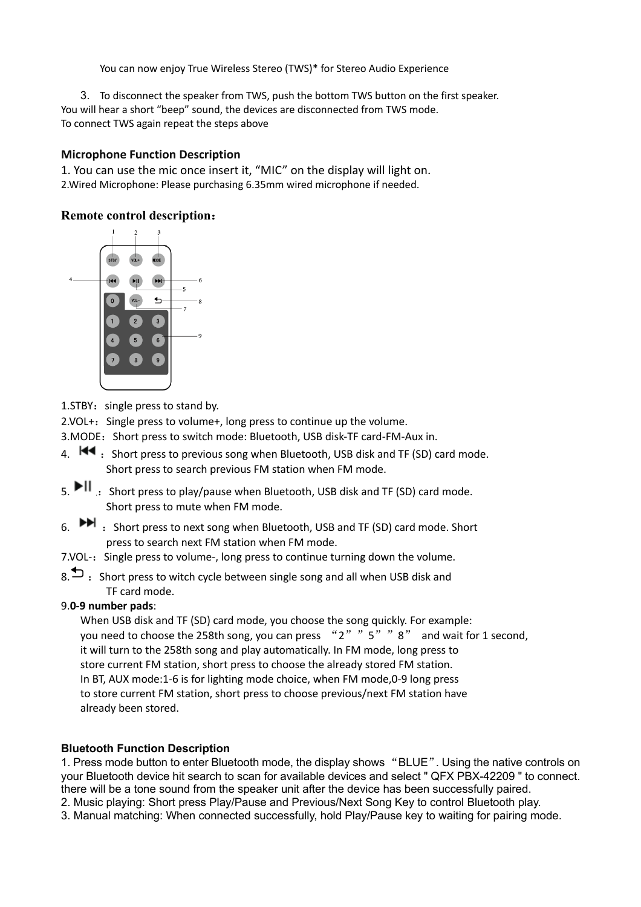You can now enjoy True Wireless Stereo (TWS)* for Stereo Audio Experience

3. To disconnect the speaker from TWS, push the bottom TWS button on the first speaker.
You will hear a short "beep" sound, the devices are disconnected from TWS mode.
To connect TWS again repeat the steps above

## Microphone Function Description

1. You can use the mic once insert it, "MIC" on the display will light on.
2. Wired Microphone: Please purchasing 6.35mm wired microphone if needed.

## Remote control description：

1.STBY：single press to stand by.
2.VOL+：Single press to volume+, long press to continue up the volume.
3.MODE：Short press to switch mode: Bluetooth, USB disk-TF card-FM-Aux in.
4. ⏮ ：Short press to previous song when Bluetooth, USB disk and TF (SD) card mode.
Short press to search previous FM station when FM mode.
5. ▶II ：Short press to play/pause when Bluetooth, USB disk and TF (SD) card mode.
Short press to mute when FM mode.
6. ⏭ ：Short press to next song when Bluetooth, USB and TF (SD) card mode. Short press to search next FM station when FM mode.
7.VOL-：Single press to volume-, long press to continue turning down the volume.
8. ⮌ ：Short press to witch cycle between single song and all when USB disk and TF card mode.
9. **0-9 number pads**:
When USB disk and TF (SD) card mode, you choose the song quickly. For example: you need to choose the 258th song, you can press "2" "5" "8" and wait for 1 second, it will turn to the 258th song and play automatically. In FM mode, long press to store current FM station, short press to choose the already stored FM station.
In BT, AUX mode:1-6 is for lighting mode choice, when FM mode,0-9 long press to store current FM station, short press to choose previous/next FM station have already been stored.

## Bluetooth Function Description

1. Press mode button to enter Bluetooth mode, the display shows "BLUE". Using the native controls on your Bluetooth device hit search to scan for available devices and select " QFX PBX-42209 " to connect. there will be a tone sound from the speaker unit after the device has been successfully paired.
2. Music playing: Short press Play/Pause and Previous/Next Song Key to control Bluetooth play.
3. Manual matching: When connected successfully, hold Play/Pause key to waiting for pairing mode.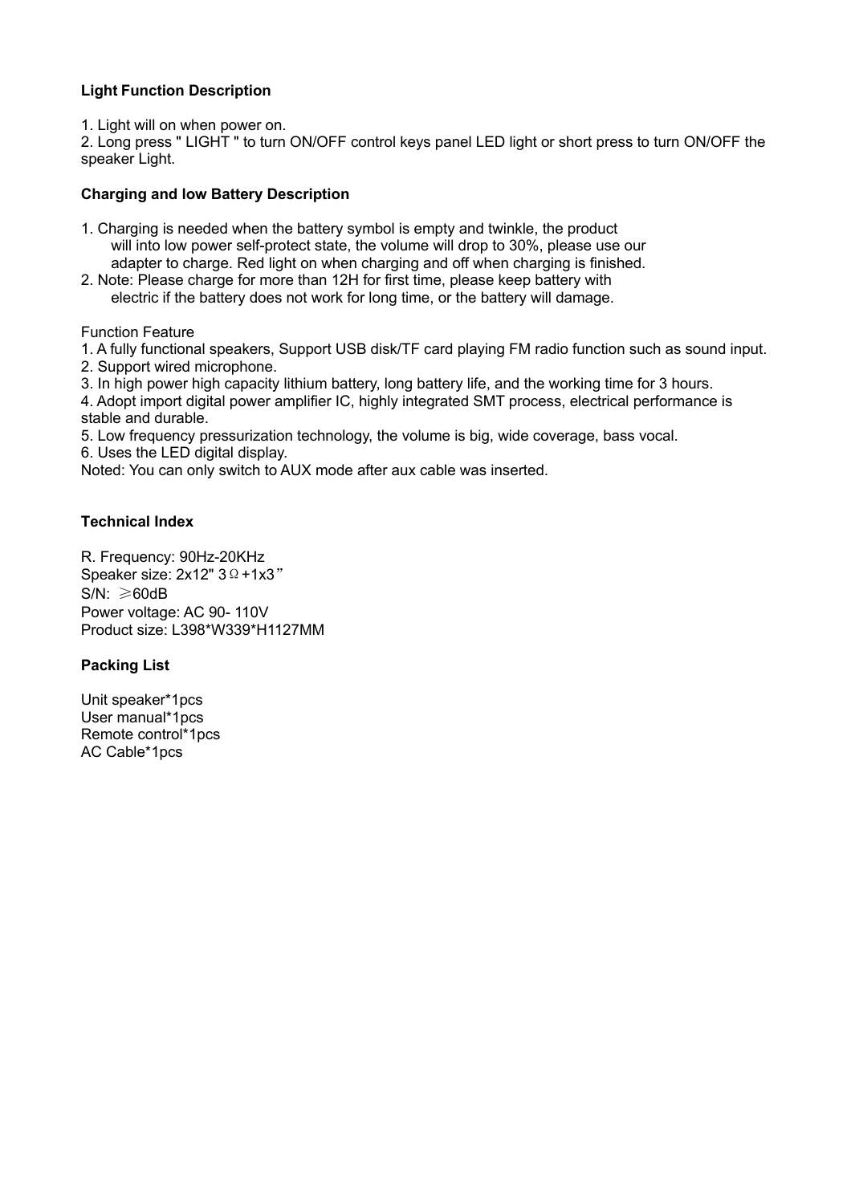**Light Function Description**

1. Light will on when power on.
2. Long press " LIGHT " to turn ON/OFF control keys panel LED light or short press to turn ON/OFF the speaker Light.

**Charging and low Battery Description**

1. Charging is needed when the battery symbol is empty and twinkle, the product will into low power self-protect state, the volume will drop to 30%, please use our adapter to charge. Red light on when charging and off when charging is finished.
2. Note: Please charge for more than 12H for first time, please keep battery with electric if the battery does not work for long time, or the battery will damage.

Function Feature

1. A fully functional speakers, Support USB disk/TF card playing FM radio function such as sound input.
2. Support wired microphone.
3. In high power high capacity lithium battery, long battery life, and the working time for 3 hours.
4. Adopt import digital power amplifier IC, highly integrated SMT process, electrical performance is stable and durable.
5. Low frequency pressurization technology, the volume is big, wide coverage, bass vocal.
6. Uses the LED digital display.

Noted: You can only switch to AUX mode after aux cable was inserted.

**Technical Index**

R. Frequency: 90Hz-20KHz
Speaker size: 2x12" 3Ω+1x3”
S/N: ≥60dB
Power voltage: AC 90- 110V
Product size: L398*W339*H1127MM

**Packing List**

Unit speaker*1pcs
User manual*1pcs
Remote control*1pcs
AC Cable*1pcs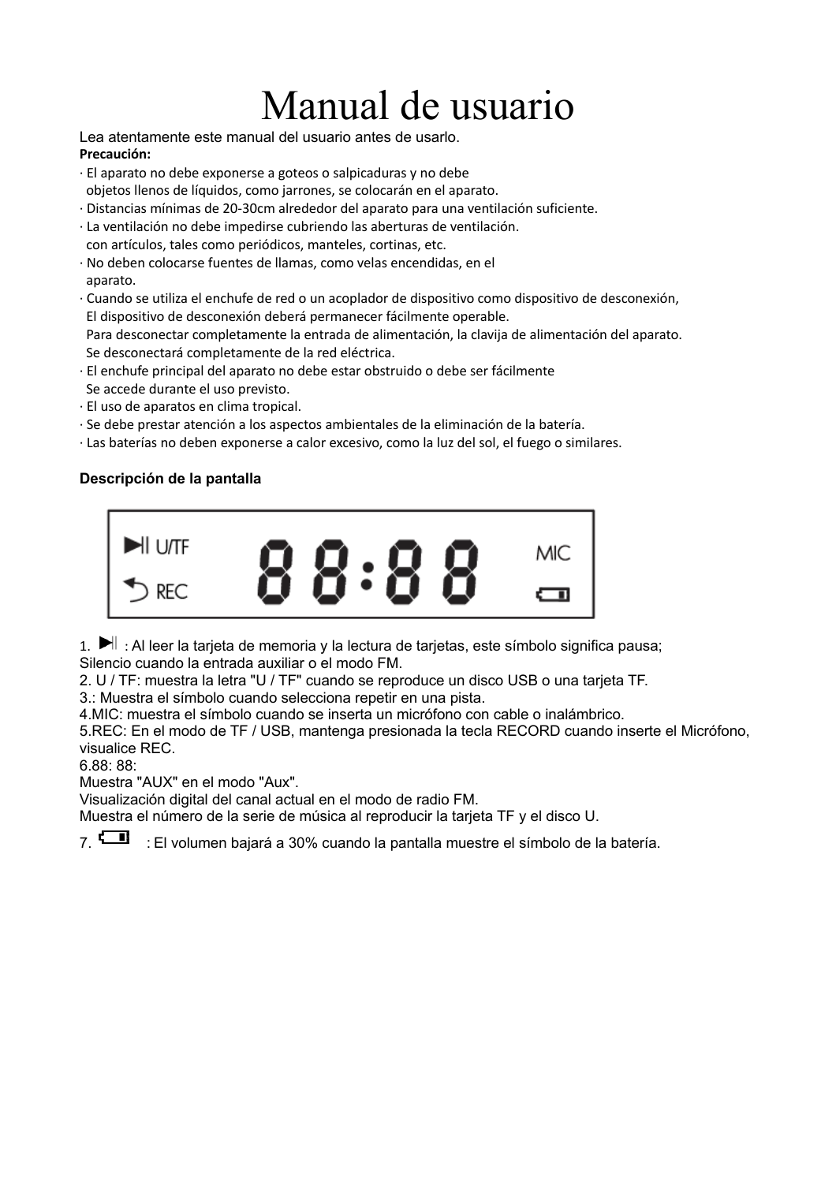# Manual de usuario

Lea atentamente este manual del usuario antes de usarlo.

**Precaución:**

· El aparato no debe exponerse a goteos o salpicaduras y no debe objetos llenos de líquidos, como jarrones, se colocarán en el aparato.
· Distancias mínimas de 20-30cm alrededor del aparato para una ventilación suficiente.
· La ventilación no debe impedirse cubriendo las aberturas de ventilación. con artículos, tales como periódicos, manteles, cortinas, etc.
· No deben colocarse fuentes de llamas, como velas encendidas, en el aparato.
· Cuando se utiliza el enchufe de red o un acoplador de dispositivo como dispositivo de desconexión, El dispositivo de desconexión deberá permanecer fácilmente operable. Para desconectar completamente la entrada de alimentación, la clavija de alimentación del aparato. Se desconectará completamente de la red eléctrica.
· El enchufe principal del aparato no debe estar obstruido o debe ser fácilmente Se accede durante el uso previsto.
· El uso de aparatos en clima tropical.
· Se debe prestar atención a los aspectos ambientales de la eliminación de la batería.
· Las baterías no deben exponerse a calor excesivo, como la luz del sol, el fuego o similares.

**Descripción de la pantalla**

▶II U/TF 88:88 MIC
↶ REC

1. ▶II : Al leer la tarjeta de memoria y la lectura de tarjetas, este símbolo significa pausa; Silencio cuando la entrada auxiliar o el modo FM.
2. U / TF: muestra la letra "U / TF" cuando se reproduce un disco USB o una tarjeta TF.
3.: Muestra el símbolo cuando selecciona repetir en una pista.
4.MIC: muestra el símbolo cuando se inserta un micrófono con cable o inalámbrico.
5.REC: En el modo de TF / USB, mantenga presionada la tecla RECORD cuando inserte el Micrófono, visualice REC.
6.88: 88:
Muestra "AUX" en el modo "Aux".
Visualización digital del canal actual en el modo de radio FM.
Muestra el número de la serie de música al reproducir la tarjeta TF y el disco U.
7. : El volumen bajará a 30% cuando la pantalla muestre el símbolo de la batería.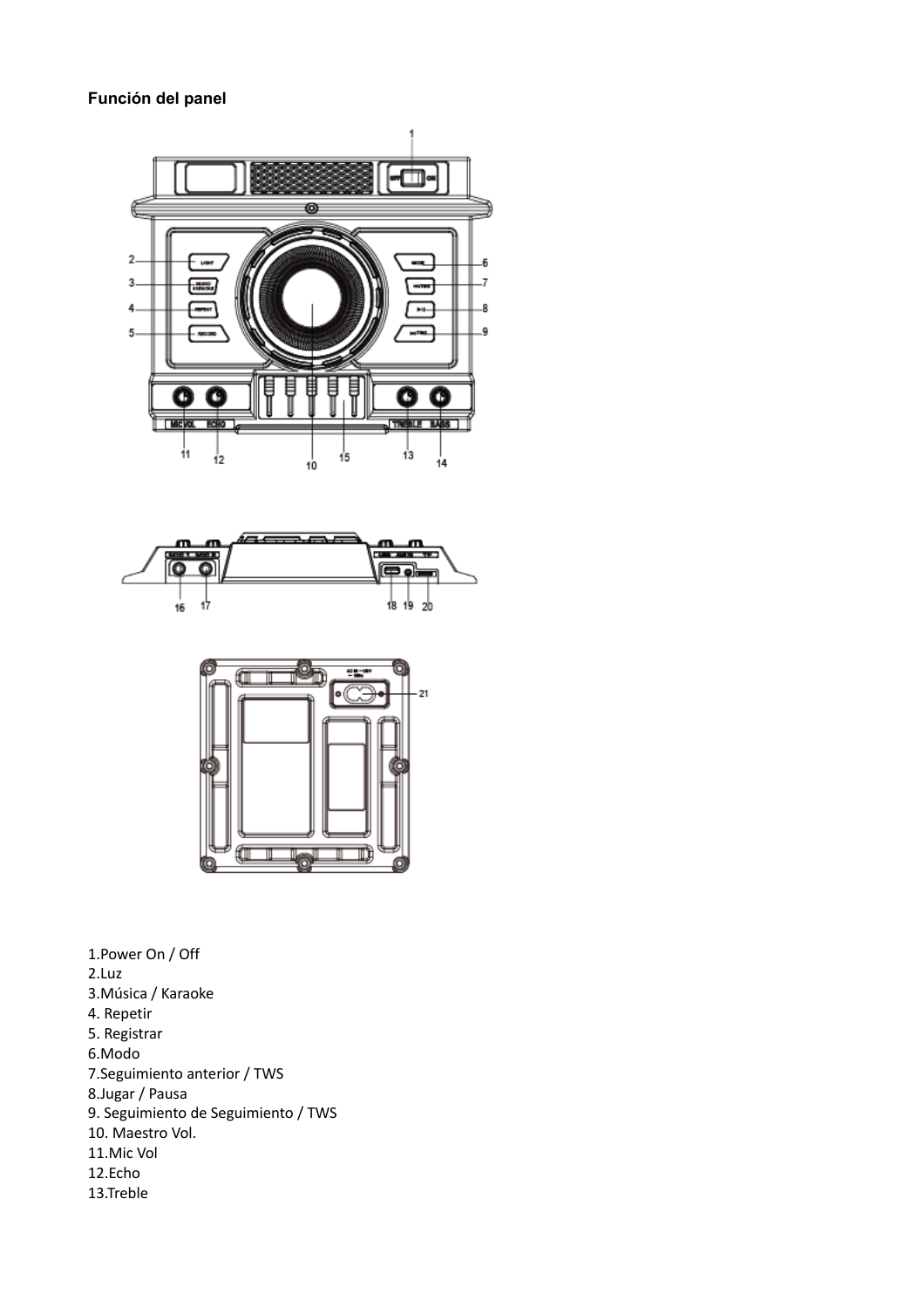**Función del panel**

1.Power On / Off
2.Luz
3.Música / Karaoke
4. Repetir
5. Registrar
6.Modo
7.Seguimiento anterior / TWS
8.Jugar / Pausa
9. Seguimiento de Seguimiento / TWS
10. Maestro Vol.
11.Mic Vol
12.Echo
13.Treble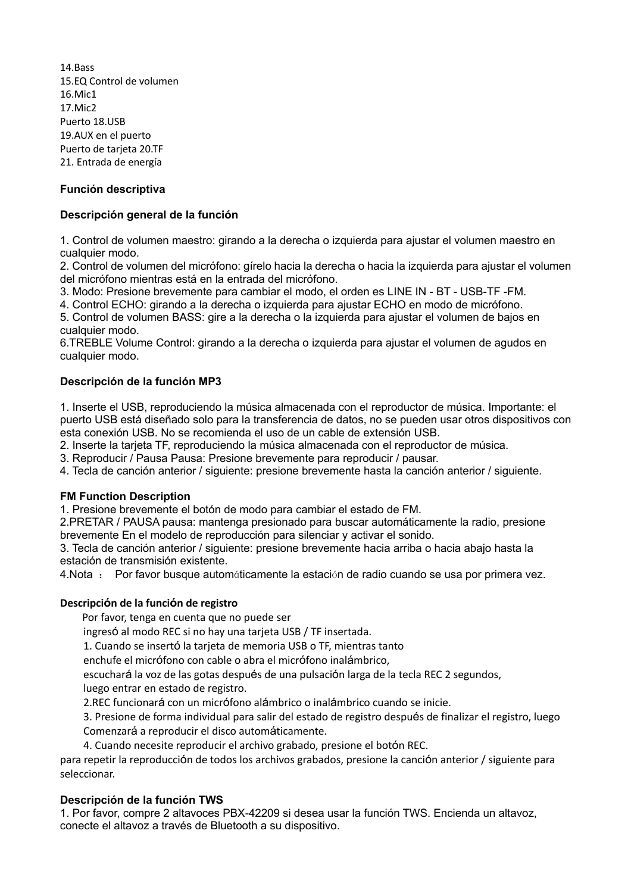14.Bass
15.EQ Control de volumen
16.Mic1
17.Mic2
Puerto 18.USB
19.AUX en el puerto
Puerto de tarjeta 20.TF
21. Entrada de energía

## Función descriptiva

### Descripción general de la función

1. Control de volumen maestro: girando a la derecha o izquierda para ajustar el volumen maestro en cualquier modo.
2. Control de volumen del micrófono: gírelo hacia la derecha o hacia la izquierda para ajustar el volumen del micrófono mientras está en la entrada del micrófono.
3. Modo: Presione brevemente para cambiar el modo, el orden es LINE IN - BT - USB-TF -FM.
4. Control ECHO: girando a la derecha o izquierda para ajustar ECHO en modo de micrófono.
5. Control de volumen BASS: gire a la derecha o la izquierda para ajustar el volumen de bajos en cualquier modo.
6.TREBLE Volume Control: girando a la derecha o izquierda para ajustar el volumen de agudos en cualquier modo.

### Descripción de la función MP3

1. Inserte el USB, reproduciendo la música almacenada con el reproductor de música. Importante: el puerto USB está diseñado solo para la transferencia de datos, no se pueden usar otros dispositivos con esta conexión USB. No se recomienda el uso de un cable de extensión USB.
2. Inserte la tarjeta TF, reproduciendo la música almacenada con el reproductor de música.
3. Reproducir / Pausa Pausa: Presione brevemente para reproducir / pausar.
4. Tecla de canción anterior / siguiente: presione brevemente hasta la canción anterior / siguiente.

### FM Function Description

1. Presione brevemente el botón de modo para cambiar el estado de FM.
2.PRETAR / PAUSA pausa: mantenga presionado para buscar automáticamente la radio, presione brevemente En el modelo de reproducción para silenciar y activar el sonido.
3. Tecla de canción anterior / siguiente: presione brevemente hacia arriba o hacia abajo hasta la estación de transmisión existente.
4.Nota ： Por favor busque automáticamente la estación de radio cuando se usa por primera vez.

### Descripción de la función de registro

Por favor, tenga en cuenta que no puede ser ingresó al modo REC si no hay una tarjeta USB / TF insertada.

1. Cuando se insertó la tarjeta de memoria USB o TF, mientras tanto enchufe el micrófono con cable o abra el micrófono inalámbrico, escuchará la voz de las gotas después de una pulsación larga de la tecla REC 2 segundos, luego entrar en estado de registro.
2.REC funcionará con un micrófono alámbrico o inalámbrico cuando se inicie.
3. Presione de forma individual para salir del estado de registro después de finalizar el registro, luego Comenzará a reproducir el disco automáticamente.
4. Cuando necesite reproducir el archivo grabado, presione el botón REC.

para repetir la reproducción de todos los archivos grabados, presione la canción anterior / siguiente para seleccionar.

### Descripción de la función TWS

1. Por favor, compre 2 altavoces PBX-42209 si desea usar la función TWS. Encienda un altavoz, conecte el altavoz a través de Bluetooth a su dispositivo.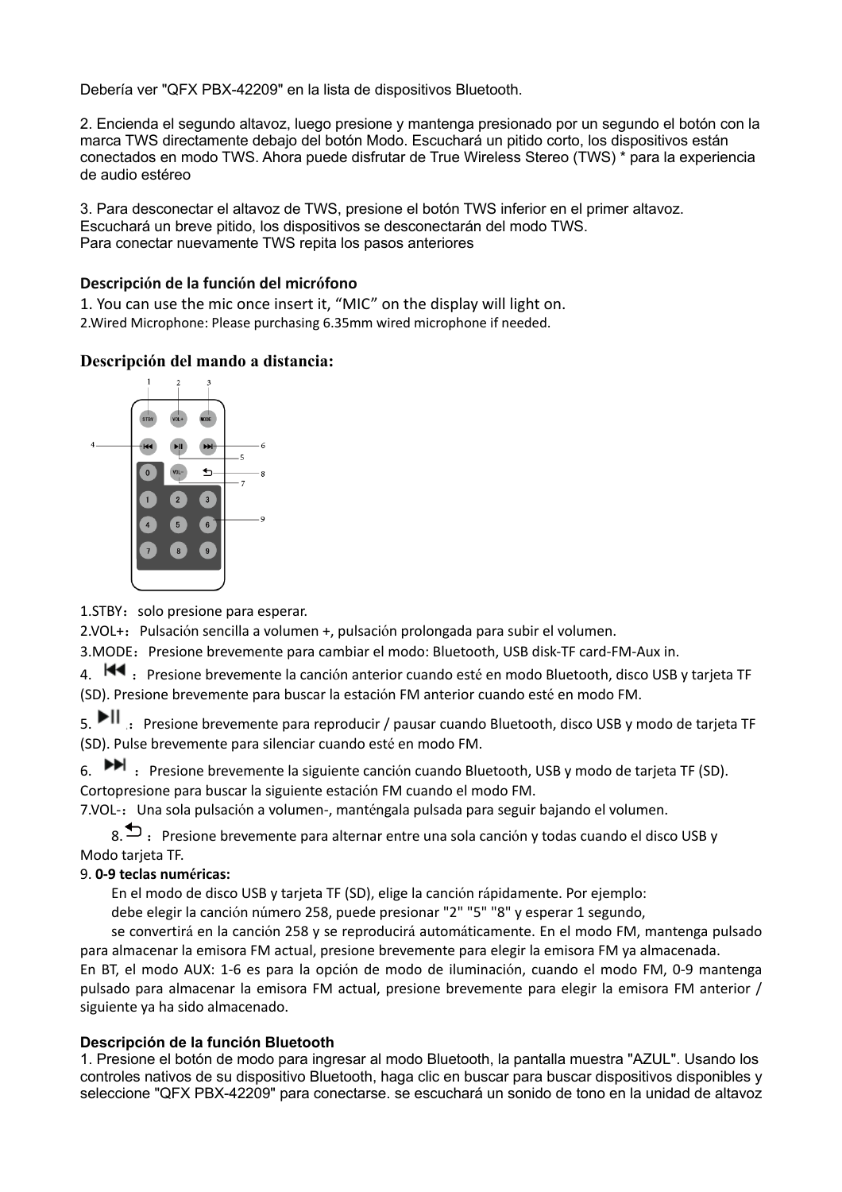Debería ver "QFX PBX-42209" en la lista de dispositivos Bluetooth.

2. Encienda el segundo altavoz, luego presione y mantenga presionado por un segundo el botón con la marca TWS directamente debajo del botón Modo. Escuchará un pitido corto, los dispositivos están conectados en modo TWS. Ahora puede disfrutar de True Wireless Stereo (TWS) * para la experiencia de audio estéreo

3. Para desconectar el altavoz de TWS, presione el botón TWS inferior en el primer altavoz. Escuchará un breve pitido, los dispositivos se desconectarán del modo TWS.
Para conectar nuevamente TWS repita los pasos anteriores

**Descripción de la función del micrófono**

1. You can use the mic once insert it, "MIC" on the display will light on.
2.Wired Microphone: Please purchasing 6.35mm wired microphone if needed.

**Descripción del mando a distancia:**

1.STBY：solo presione para esperar.
2.VOL+：Pulsación sencilla a volumen +, pulsación prolongada para subir el volumen.
3.MODE：Presione brevemente para cambiar el modo: Bluetooth, USB disk-TF card-FM-Aux in.
4. ⏮：Presione brevemente la canción anterior cuando esté en modo Bluetooth, disco USB y tarjeta TF (SD). Presione brevemente para buscar la estación FM anterior cuando esté en modo FM.
5. ⏯：Presione brevemente para reproducir / pausar cuando Bluetooth, disco USB y modo de tarjeta TF (SD). Pulse brevemente para silenciar cuando esté en modo FM.
6. ⏭：Presione brevemente la siguiente canción cuando Bluetooth, USB y modo de tarjeta TF (SD). Cortopresione para buscar la siguiente estación FM cuando el modo FM.
7.VOL-：Una sola pulsación a volumen-, manténgala pulsada para seguir bajando el volumen.
8.⮌：Presione brevemente para alternar entre una sola canción y todas cuando el disco USB y Modo tarjeta TF.
9. **0-9 teclas numéricas:**
En el modo de disco USB y tarjeta TF (SD), elige la canción rápidamente. Por ejemplo: debe elegir la canción número 258, puede presionar "2" "5" "8" y esperar 1 segundo, se convertirá en la canción 258 y se reproducirá automáticamente. En el modo FM, mantenga pulsado para almacenar la emisora FM actual, presione brevemente para elegir la emisora FM ya almacenada.
En BT, el modo AUX: 1-6 es para la opción de modo de iluminación, cuando el modo FM, 0-9 mantenga pulsado para almacenar la emisora FM actual, presione brevemente para elegir la emisora FM anterior / siguiente ya ha sido almacenado.

**Descripción de la función Bluetooth**

1. Presione el botón de modo para ingresar al modo Bluetooth, la pantalla muestra "AZUL". Usando los controles nativos de su dispositivo Bluetooth, haga clic en buscar para buscar dispositivos disponibles y seleccione "QFX PBX-42209" para conectarse. se escuchará un sonido de tono en la unidad de altavoz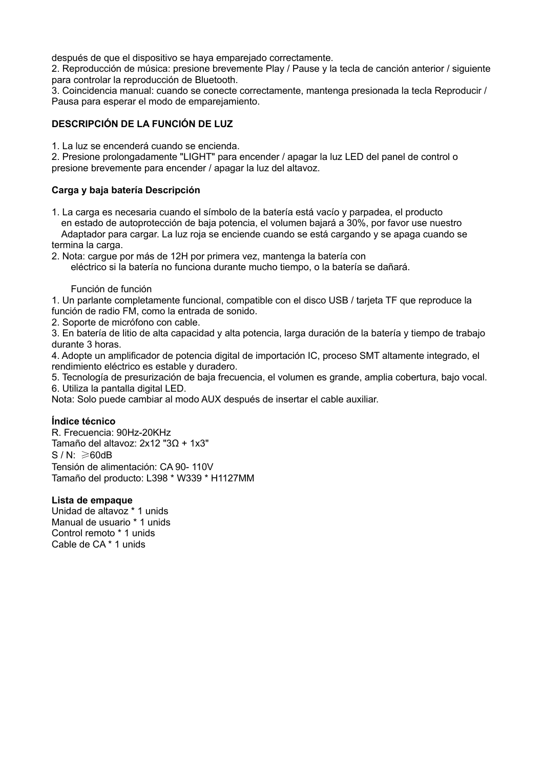después de que el dispositivo se haya emparejado correctamente.

2. Reproducción de música: presione brevemente Play / Pause y la tecla de canción anterior / siguiente para controlar la reproducción de Bluetooth.

3. Coincidencia manual: cuando se conecte correctamente, mantenga presionada la tecla Reproducir / Pausa para esperar el modo de emparejamiento.

**DESCRIPCIÓN DE LA FUNCIÓN DE LUZ**

1. La luz se encenderá cuando se encienda.
2. Presione prolongadamente "LIGHT" para encender / apagar la luz LED del panel de control o presione brevemente para encender / apagar la luz del altavoz.

**Carga y baja batería Descripción**

1. La carga es necesaria cuando el símbolo de la batería está vacío y parpadea, el producto en estado de autoprotección de baja potencia, el volumen bajará a 30%, por favor use nuestro Adaptador para cargar. La luz roja se enciende cuando se está cargando y se apaga cuando se termina la carga.
2. Nota: cargue por más de 12H por primera vez, mantenga la batería con eléctrico si la batería no funciona durante mucho tiempo, o la batería se dañará.

Función de función

1. Un parlante completamente funcional, compatible con el disco USB / tarjeta TF que reproduce la función de radio FM, como la entrada de sonido.
2. Soporte de micrófono con cable.
3. En batería de litio de alta capacidad y alta potencia, larga duración de la batería y tiempo de trabajo durante 3 horas.
4. Adopte un amplificador de potencia digital de importación IC, proceso SMT altamente integrado, el rendimiento eléctrico es estable y duradero.
5. Tecnología de presurización de baja frecuencia, el volumen es grande, amplia cobertura, bajo vocal.
6. Utiliza la pantalla digital LED.

Nota: Solo puede cambiar al modo AUX después de insertar el cable auxiliar.

**Índice técnico**

R. Frecuencia: 90Hz-20KHz
Tamaño del altavoz: 2x12 "3Ω + 1x3"
S / N: ≥60dB
Tensión de alimentación: CA 90- 110V
Tamaño del producto: L398 * W339 * H1127MM

**Lista de empaque**

Unidad de altavoz * 1 unids
Manual de usuario * 1 unids
Control remoto * 1 unids
Cable de CA * 1 unids